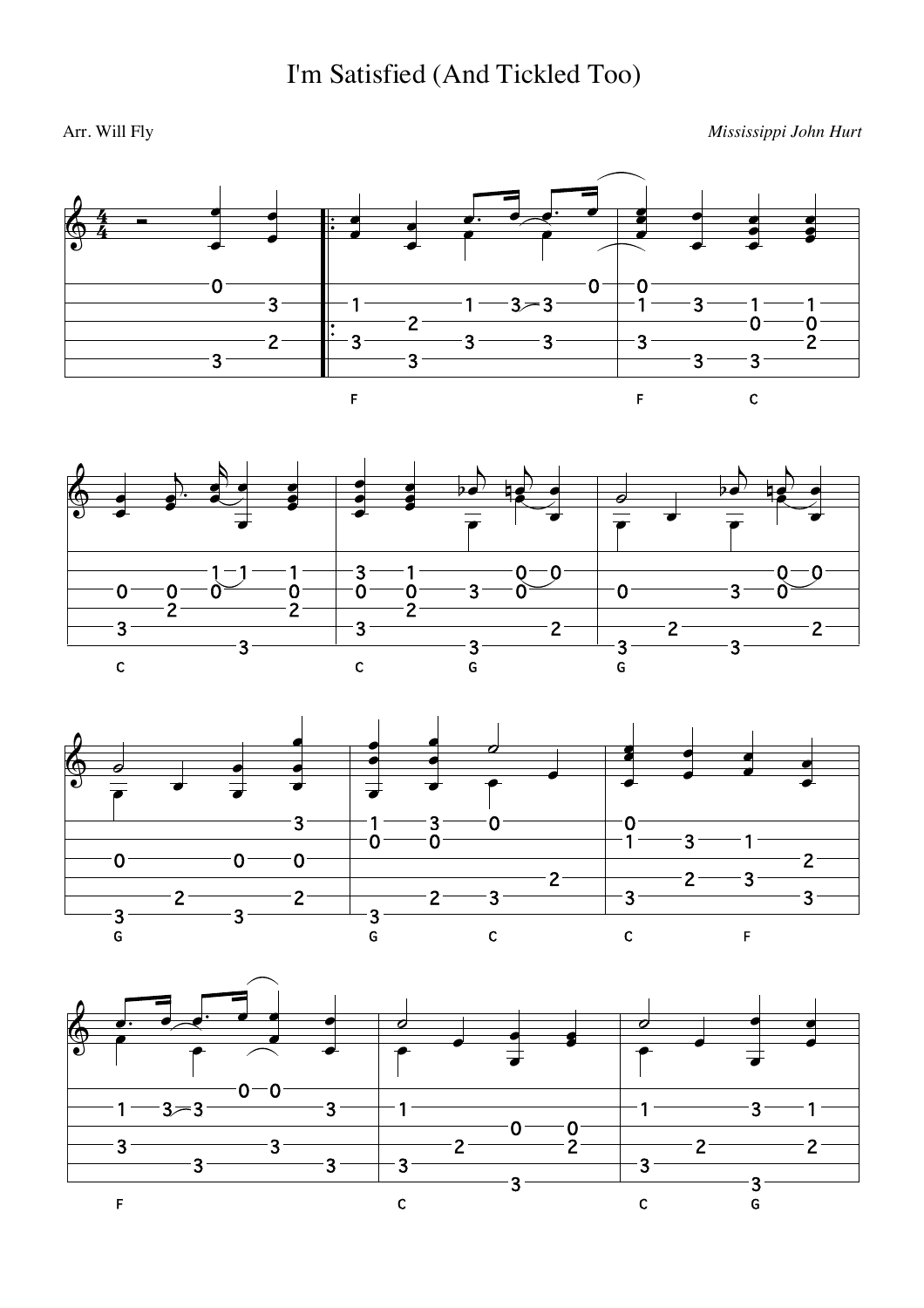# I'm Satisfied (And Tickled Too)

Arr. Will Fly

*Mississippi John Hurt*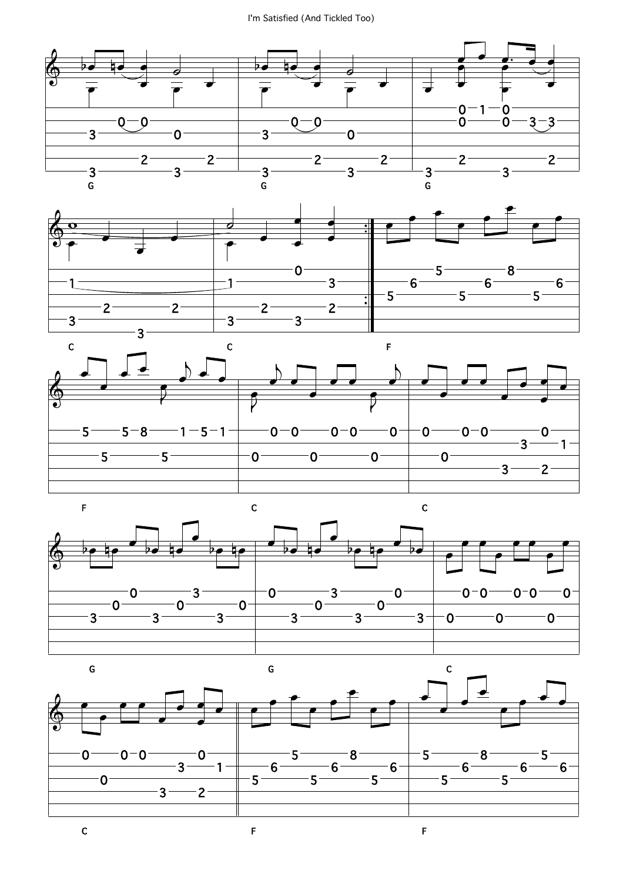G G G

C C F

F C C

G G C

C F F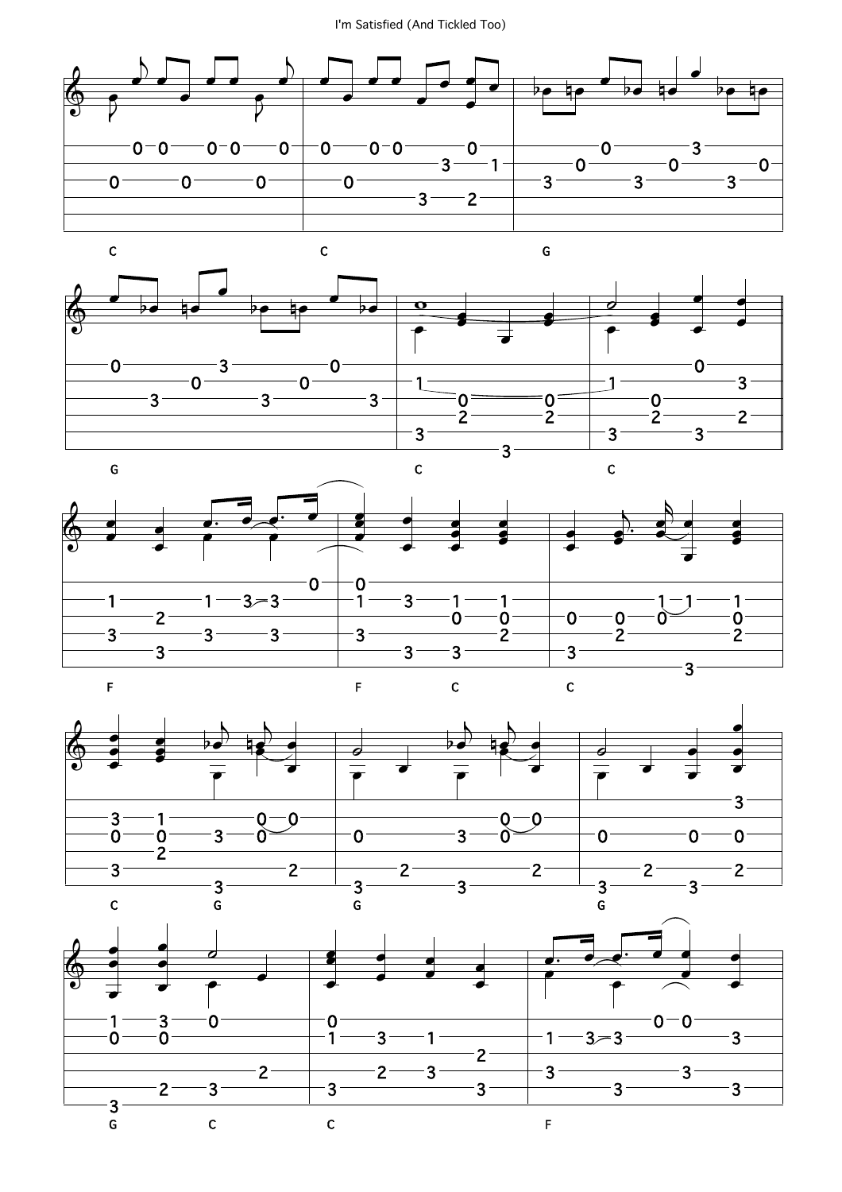I'm Satisfied (And Tickled Too)

C C G

G C C

F F C C

C G G G

G C C F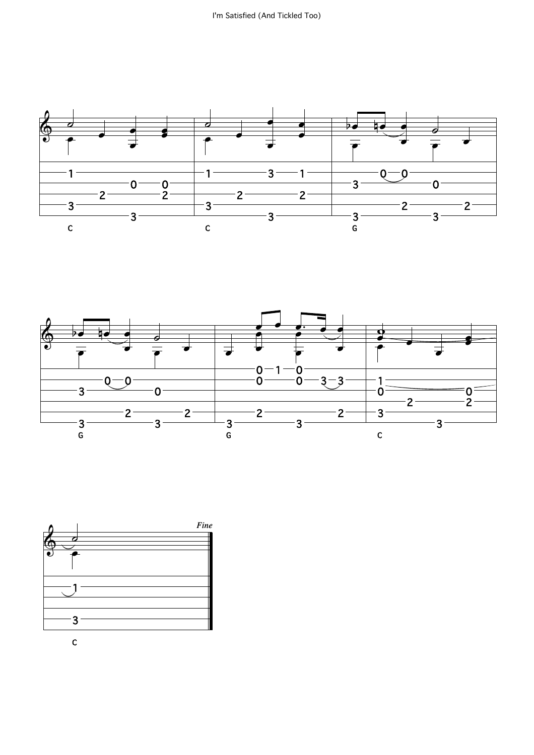C C G

G G C

C

*Fine*